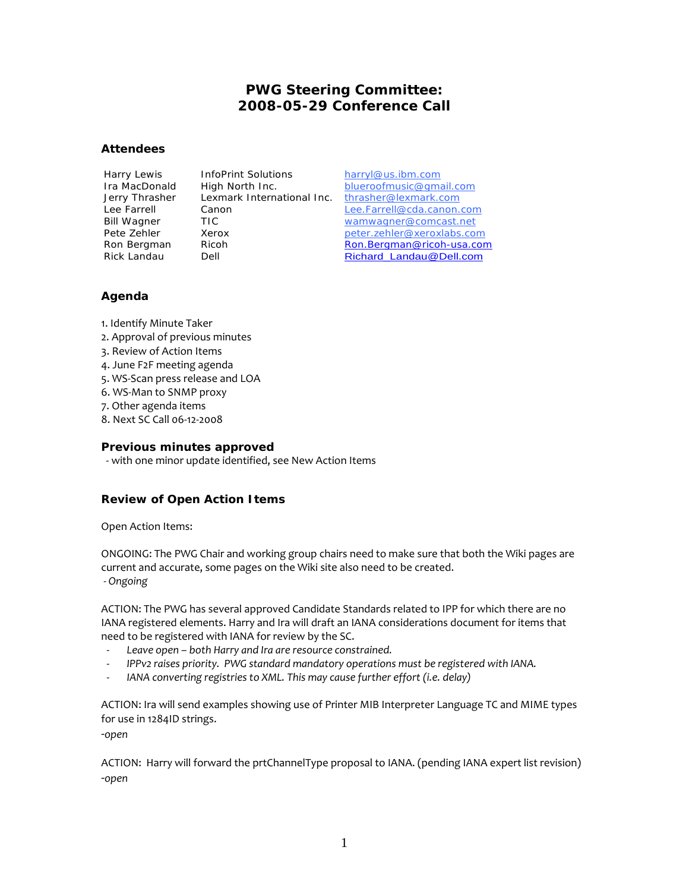# PWG Steering Committee:
# 2008-05-29 Conference Call

## Attendees

| | | |
|---|---|---|
| Harry Lewis | InfoPrint Solutions | harryl@us.ibm.com |
| Ira MacDonald | High North Inc. | blueroofmusic@gmail.com |
| Jerry Thrasher | Lexmark International Inc. | thrasher@lexmark.com |
| Lee Farrell | Canon | Lee.Farrell@cda.canon.com |
| Bill Wagner | TIC | wamwagner@comcast.net |
| Pete Zehler | Xerox | peter.zehler@xeroxlabs.com |
| Ron Bergman | Ricoh | Ron.Bergman@ricoh-usa.com |
| Rick Landau | Dell | Richard_Landau@Dell.com |

## Agenda

1. Identify Minute Taker
2. Approval of previous minutes
3. Review of Action Items
4. June F2F meeting agenda
5. WS-Scan press release and LOA
6. WS-Man to SNMP proxy
7. Other agenda items
8. Next SC Call 06-12-2008

## Previous minutes approved

- with one minor update identified, see New Action Items

## Review of Open Action Items

Open Action Items:

ONGOING: The PWG Chair and working group chairs need to make sure that both the Wiki pages are current and accurate, some pages on the Wiki site also need to be created.
- *Ongoing*

ACTION: The PWG has several approved Candidate Standards related to IPP for which there are no IANA registered elements. Harry and Ira will draft an IANA considerations document for items that need to be registered with IANA for review by the SC.

- *Leave open – both Harry and Ira are resource constrained.*
- *IPPv2 raises priority. PWG standard mandatory operations must be registered with IANA.*
- *IANA converting registries to XML. This may cause further effort (i.e. delay)*

ACTION: Ira will send examples showing use of Printer MIB Interpreter Language TC and MIME types for use in 1284ID strings.
*-open*

ACTION: Harry will forward the prtChannelType proposal to IANA. (pending IANA expert list revision)
*-open*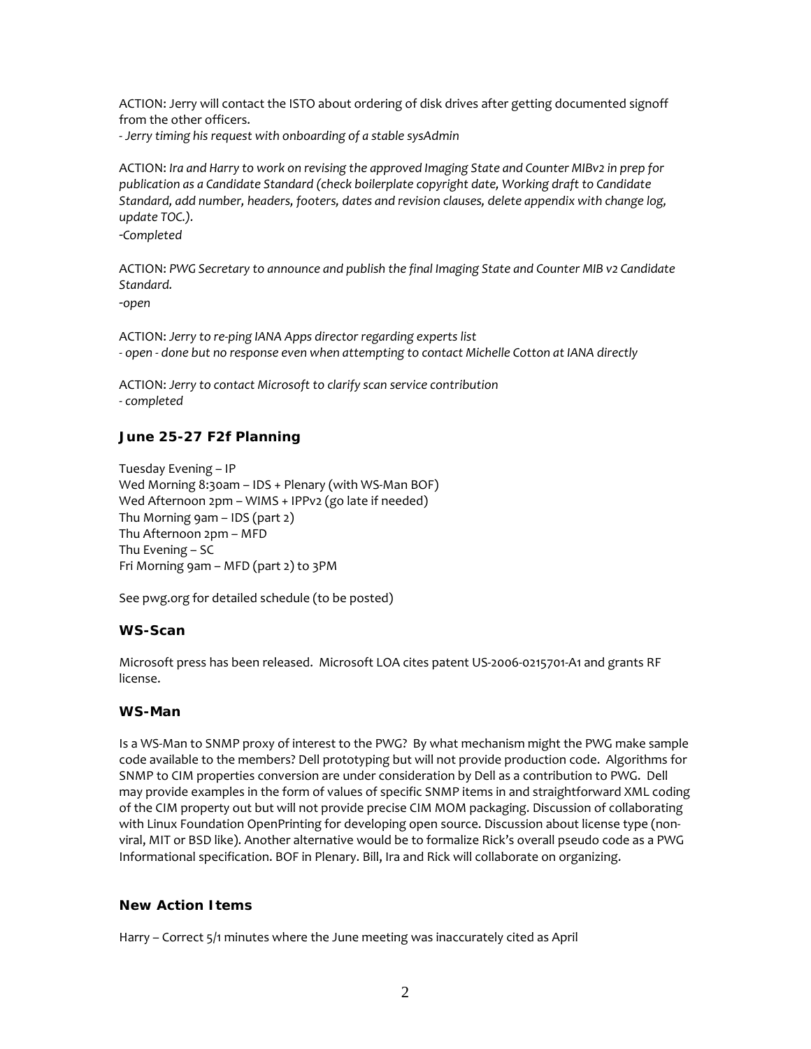ACTION: Jerry will contact the ISTO about ordering of disk drives after getting documented signoff from the other officers.
*- Jerry timing his request with onboarding of a stable sysAdmin*

ACTION: *Ira and Harry to work on revising the approved Imaging State and Counter MIBv2 in prep for publication as a Candidate Standard (check boilerplate copyright date, Working draft to Candidate Standard, add number, headers, footers, dates and revision clauses, delete appendix with change log, update TOC.).*
*-Completed*

ACTION: *PWG Secretary to announce and publish the final Imaging State and Counter MIB v2 Candidate Standard.*
*-open*

ACTION: *Jerry to re-ping IANA Apps director regarding experts list*
*- open - done but no response even when attempting to contact Michelle Cotton at IANA directly*

ACTION: *Jerry to contact Microsoft to clarify scan service contribution*
*- completed*

### June 25-27 F2f Planning

Tuesday Evening – IP
Wed Morning 8:30am – IDS + Plenary (with WS-Man BOF)
Wed Afternoon 2pm – WIMS + IPPv2 (go late if needed)
Thu Morning 9am – IDS (part 2)
Thu Afternoon 2pm – MFD
Thu Evening – SC
Fri Morning 9am – MFD (part 2) to 3PM

See pwg.org for detailed schedule (to be posted)

### WS-Scan

Microsoft press has been released. Microsoft LOA cites patent US-2006-0215701-A1 and grants RF license.

### WS-Man

Is a WS-Man to SNMP proxy of interest to the PWG? By what mechanism might the PWG make sample code available to the members? Dell prototyping but will not provide production code. Algorithms for SNMP to CIM properties conversion are under consideration by Dell as a contribution to PWG. Dell may provide examples in the form of values of specific SNMP items in and straightforward XML coding of the CIM property out but will not provide precise CIM MOM packaging. Discussion of collaborating with Linux Foundation OpenPrinting for developing open source. Discussion about license type (non-viral, MIT or BSD like). Another alternative would be to formalize Rick's overall pseudo code as a PWG Informational specification. BOF in Plenary. Bill, Ira and Rick will collaborate on organizing.

### New Action Items

Harry – Correct 5/1 minutes where the June meeting was inaccurately cited as April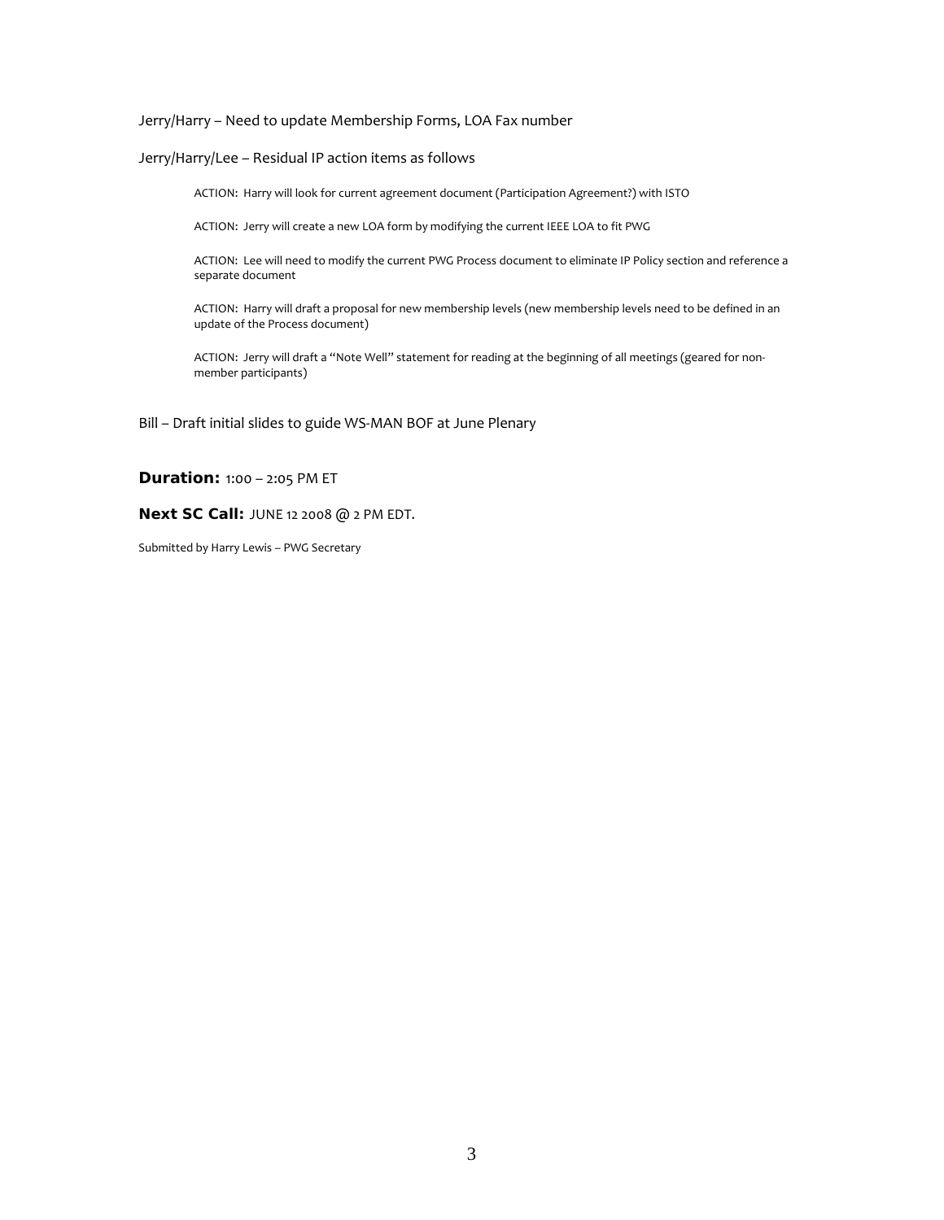Jerry/Harry – Need to update Membership Forms, LOA Fax number

Jerry/Harry/Lee – Residual IP action items as follows

> ACTION: Harry will look for current agreement document (Participation Agreement?) with ISTO
>
> ACTION: Jerry will create a new LOA form by modifying the current IEEE LOA to fit PWG
>
> ACTION: Lee will need to modify the current PWG Process document to eliminate IP Policy section and reference a separate document
>
> ACTION: Harry will draft a proposal for new membership levels (new membership levels need to be defined in an update of the Process document)
>
> ACTION: Jerry will draft a "Note Well" statement for reading at the beginning of all meetings (geared for non-member participants)

Bill – Draft initial slides to guide WS-MAN BOF at June Plenary

**Duration:** 1:00 – 2:05 PM ET

**Next SC Call:** JUNE 12 2008 @ 2 PM EDT.

Submitted by Harry Lewis – PWG Secretary